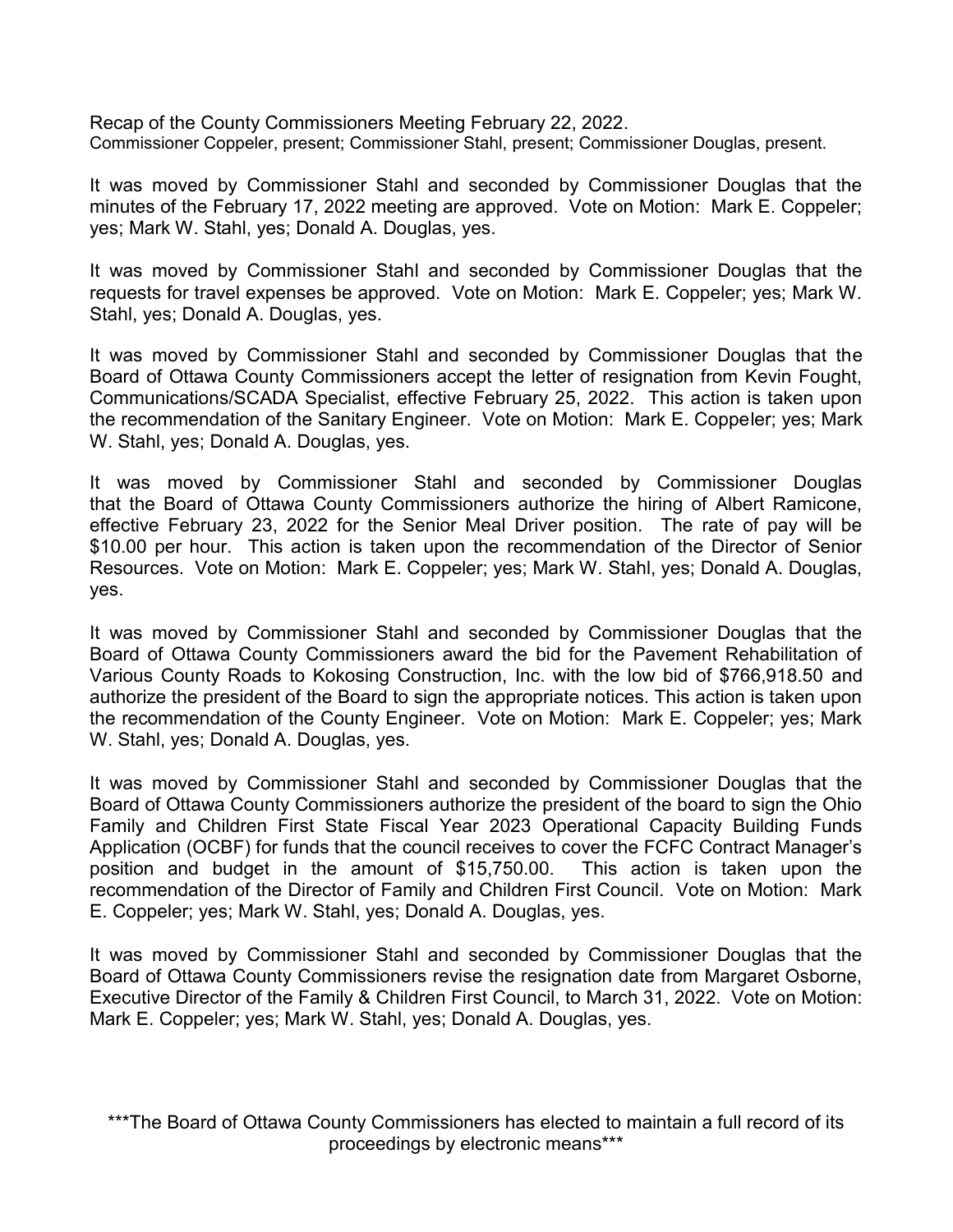Recap of the County Commissioners Meeting February 22, 2022.
Commissioner Coppeler, present; Commissioner Stahl, present; Commissioner Douglas, present.

It was moved by Commissioner Stahl and seconded by Commissioner Douglas that the minutes of the February 17, 2022 meeting are approved. Vote on Motion: Mark E. Coppeler; yes; Mark W. Stahl, yes; Donald A. Douglas, yes.

It was moved by Commissioner Stahl and seconded by Commissioner Douglas that the requests for travel expenses be approved. Vote on Motion: Mark E. Coppeler; yes; Mark W. Stahl, yes; Donald A. Douglas, yes.

It was moved by Commissioner Stahl and seconded by Commissioner Douglas that the Board of Ottawa County Commissioners accept the letter of resignation from Kevin Fought, Communications/SCADA Specialist, effective February 25, 2022. This action is taken upon the recommendation of the Sanitary Engineer. Vote on Motion: Mark E. Coppeler; yes; Mark W. Stahl, yes; Donald A. Douglas, yes.

It was moved by Commissioner Stahl and seconded by Commissioner Douglas that the Board of Ottawa County Commissioners authorize the hiring of Albert Ramicone, effective February 23, 2022 for the Senior Meal Driver position. The rate of pay will be $10.00 per hour. This action is taken upon the recommendation of the Director of Senior Resources. Vote on Motion: Mark E. Coppeler; yes; Mark W. Stahl, yes; Donald A. Douglas, yes.

It was moved by Commissioner Stahl and seconded by Commissioner Douglas that the Board of Ottawa County Commissioners award the bid for the Pavement Rehabilitation of Various County Roads to Kokosing Construction, Inc. with the low bid of $766,918.50 and authorize the president of the Board to sign the appropriate notices. This action is taken upon the recommendation of the County Engineer. Vote on Motion: Mark E. Coppeler; yes; Mark W. Stahl, yes; Donald A. Douglas, yes.

It was moved by Commissioner Stahl and seconded by Commissioner Douglas that the Board of Ottawa County Commissioners authorize the president of the board to sign the Ohio Family and Children First State Fiscal Year 2023 Operational Capacity Building Funds Application (OCBF) for funds that the council receives to cover the FCFC Contract Manager's position and budget in the amount of $15,750.00. This action is taken upon the recommendation of the Director of Family and Children First Council. Vote on Motion: Mark E. Coppeler; yes; Mark W. Stahl, yes; Donald A. Douglas, yes.

It was moved by Commissioner Stahl and seconded by Commissioner Douglas that the Board of Ottawa County Commissioners revise the resignation date from Margaret Osborne, Executive Director of the Family & Children First Council, to March 31, 2022. Vote on Motion: Mark E. Coppeler; yes; Mark W. Stahl, yes; Donald A. Douglas, yes.

***The Board of Ottawa County Commissioners has elected to maintain a full record of its proceedings by electronic means***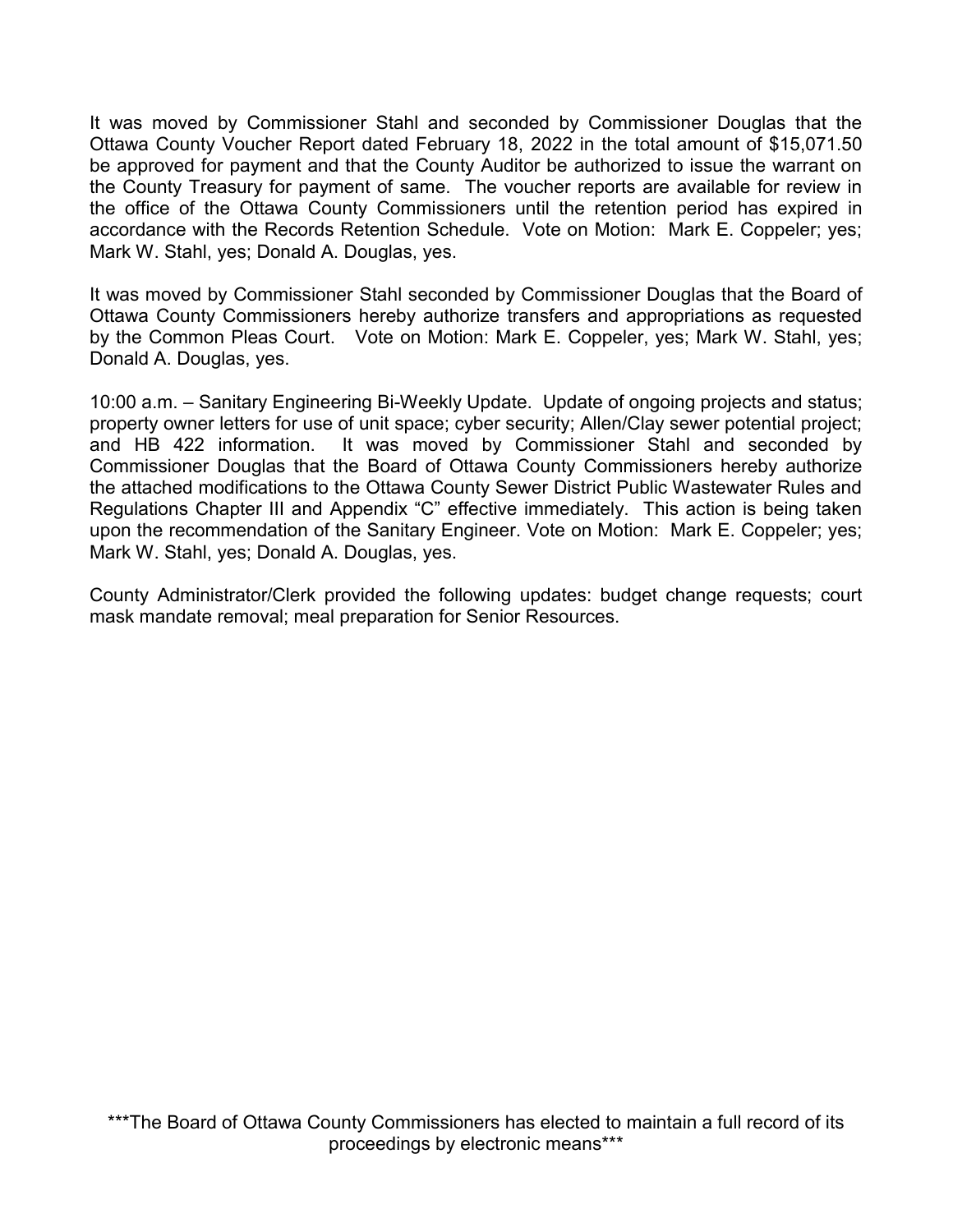It was moved by Commissioner Stahl and seconded by Commissioner Douglas that the Ottawa County Voucher Report dated February 18, 2022 in the total amount of $15,071.50 be approved for payment and that the County Auditor be authorized to issue the warrant on the County Treasury for payment of same. The voucher reports are available for review in the office of the Ottawa County Commissioners until the retention period has expired in accordance with the Records Retention Schedule. Vote on Motion: Mark E. Coppeler; yes; Mark W. Stahl, yes; Donald A. Douglas, yes.

It was moved by Commissioner Stahl seconded by Commissioner Douglas that the Board of Ottawa County Commissioners hereby authorize transfers and appropriations as requested by the Common Pleas Court. Vote on Motion: Mark E. Coppeler, yes; Mark W. Stahl, yes; Donald A. Douglas, yes.

10:00 a.m. – Sanitary Engineering Bi-Weekly Update. Update of ongoing projects and status; property owner letters for use of unit space; cyber security; Allen/Clay sewer potential project; and HB 422 information. It was moved by Commissioner Stahl and seconded by Commissioner Douglas that the Board of Ottawa County Commissioners hereby authorize the attached modifications to the Ottawa County Sewer District Public Wastewater Rules and Regulations Chapter III and Appendix "C" effective immediately. This action is being taken upon the recommendation of the Sanitary Engineer. Vote on Motion: Mark E. Coppeler; yes; Mark W. Stahl, yes; Donald A. Douglas, yes.

County Administrator/Clerk provided the following updates: budget change requests; court mask mandate removal; meal preparation for Senior Resources.

***The Board of Ottawa County Commissioners has elected to maintain a full record of its proceedings by electronic means***